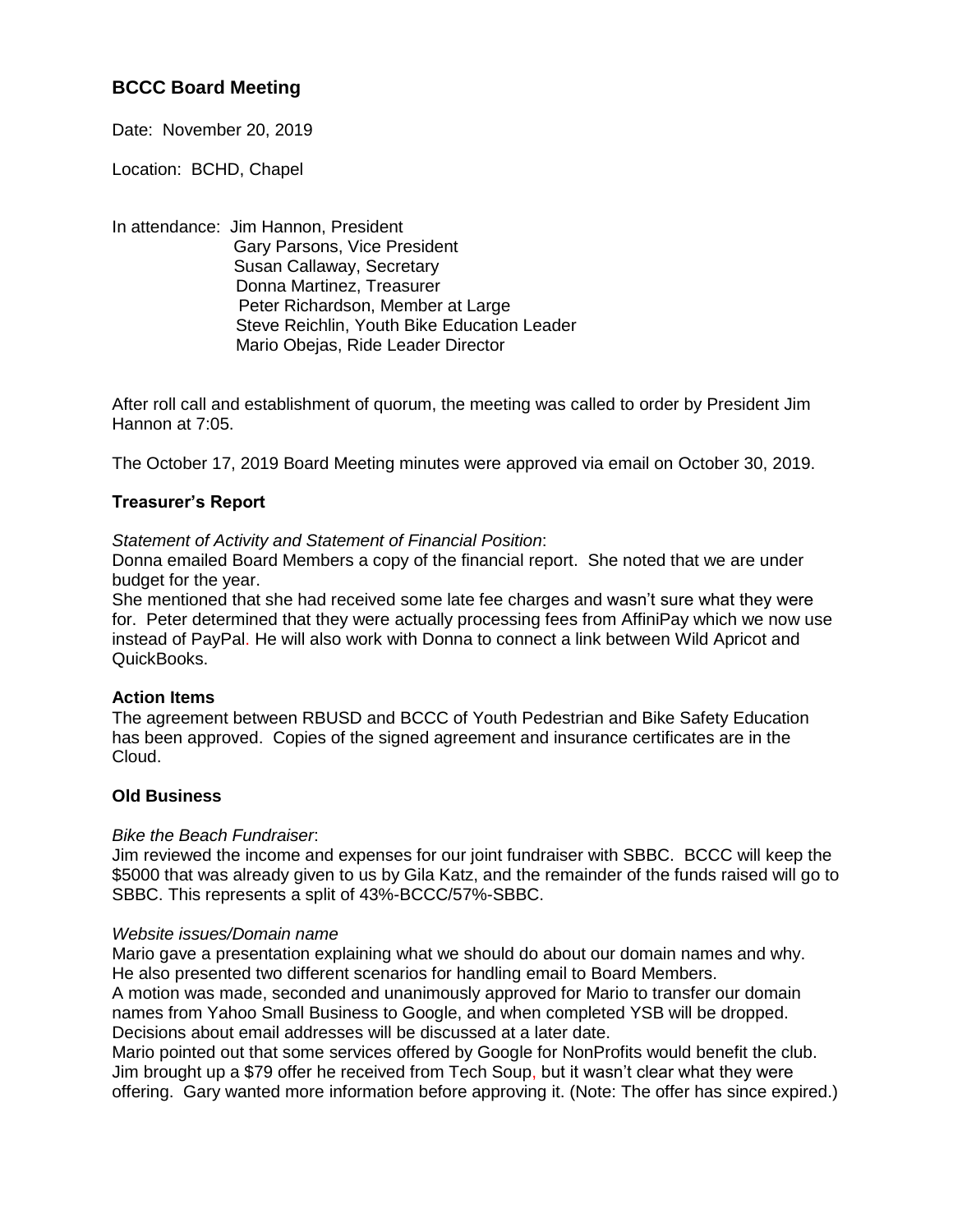## BCCC Board Meeting

Date: November 20, 2019

Location: BCHD, Chapel

In attendance: Jim Hannon, President
Gary Parsons, Vice President
Susan Callaway, Secretary
Donna Martinez, Treasurer
Peter Richardson, Member at Large
Steve Reichlin, Youth Bike Education Leader
Mario Obejas, Ride Leader Director

After roll call and establishment of quorum, the meeting was called to order by President Jim Hannon at 7:05.

The October 17, 2019 Board Meeting minutes were approved via email on October 30, 2019.

### Treasurer's Report

*Statement of Activity and Statement of Financial Position*:
Donna emailed Board Members a copy of the financial report. She noted that we are under budget for the year.
She mentioned that she had received some late fee charges and wasn't sure what they were for. Peter determined that they were actually processing fees from AffiniPay which we now use instead of PayPal. He will also work with Donna to connect a link between Wild Apricot and QuickBooks.

### Action Items

The agreement between RBUSD and BCCC of Youth Pedestrian and Bike Safety Education has been approved. Copies of the signed agreement and insurance certificates are in the Cloud.

### Old Business

*Bike the Beach Fundraiser*:
Jim reviewed the income and expenses for our joint fundraiser with SBBC. BCCC will keep the $5000 that was already given to us by Gila Katz, and the remainder of the funds raised will go to SBBC. This represents a split of 43%-BCCC/57%-SBBC.

*Website issues/Domain name*
Mario gave a presentation explaining what we should do about our domain names and why. He also presented two different scenarios for handling email to Board Members.
A motion was made, seconded and unanimously approved for Mario to transfer our domain names from Yahoo Small Business to Google, and when completed YSB will be dropped. Decisions about email addresses will be discussed at a later date.
Mario pointed out that some services offered by Google for NonProfits would benefit the club. Jim brought up a $79 offer he received from Tech Soup, but it wasn't clear what they were offering. Gary wanted more information before approving it. (Note: The offer has since expired.)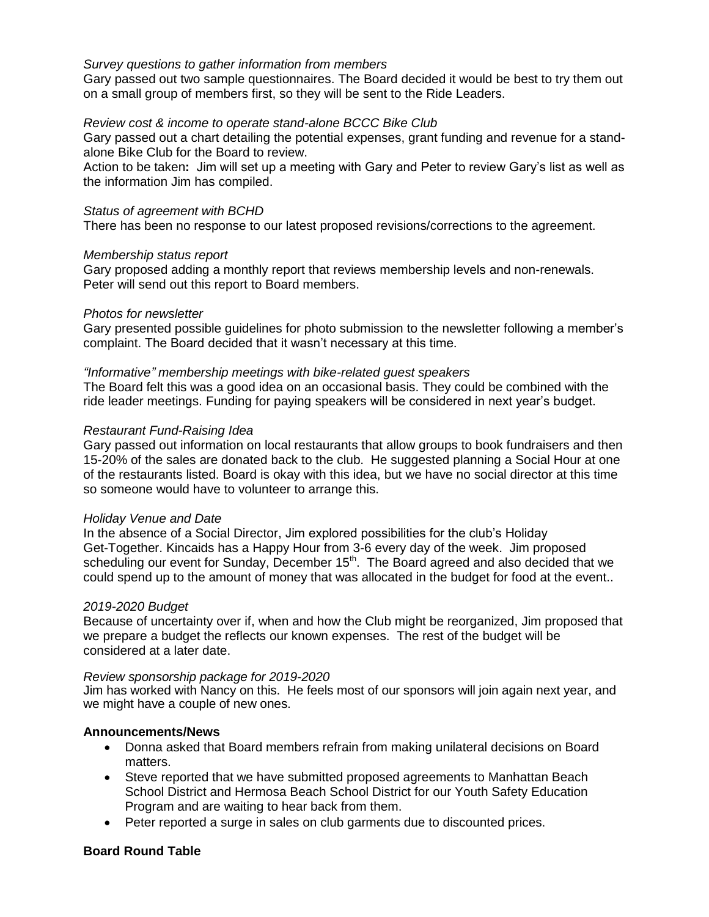*Survey questions to gather information from members*

Gary passed out two sample questionnaires. The Board decided it would be best to try them out on a small group of members first, so they will be sent to the Ride Leaders.

*Review cost & income to operate stand-alone BCCC Bike Club*

Gary passed out a chart detailing the potential expenses, grant funding and revenue for a stand-alone Bike Club for the Board to review.

Action to be taken**:** Jim will set up a meeting with Gary and Peter to review Gary's list as well as the information Jim has compiled.

*Status of agreement with BCHD*

There has been no response to our latest proposed revisions/corrections to the agreement.

*Membership status report*

Gary proposed adding a monthly report that reviews membership levels and non-renewals. Peter will send out this report to Board members.

*Photos for newsletter*

Gary presented possible guidelines for photo submission to the newsletter following a member's complaint. The Board decided that it wasn't necessary at this time.

*"Informative" membership meetings with bike-related guest speakers*

The Board felt this was a good idea on an occasional basis. They could be combined with the ride leader meetings. Funding for paying speakers will be considered in next year's budget.

*Restaurant Fund-Raising Idea*

Gary passed out information on local restaurants that allow groups to book fundraisers and then 15-20% of the sales are donated back to the club. He suggested planning a Social Hour at one of the restaurants listed. Board is okay with this idea, but we have no social director at this time so someone would have to volunteer to arrange this.

*Holiday Venue and Date*

In the absence of a Social Director, Jim explored possibilities for the club's Holiday Get-Together. Kincaids has a Happy Hour from 3-6 every day of the week. Jim proposed scheduling our event for Sunday, December 15th. The Board agreed and also decided that we could spend up to the amount of money that was allocated in the budget for food at the event..

*2019-2020 Budget*

Because of uncertainty over if, when and how the Club might be reorganized, Jim proposed that we prepare a budget the reflects our known expenses. The rest of the budget will be considered at a later date.

*Review sponsorship package for 2019-2020*

Jim has worked with Nancy on this. He feels most of our sponsors will join again next year, and we might have a couple of new ones.

**Announcements/News**

- Donna asked that Board members refrain from making unilateral decisions on Board matters.
- Steve reported that we have submitted proposed agreements to Manhattan Beach School District and Hermosa Beach School District for our Youth Safety Education Program and are waiting to hear back from them.
- Peter reported a surge in sales on club garments due to discounted prices.

**Board Round Table**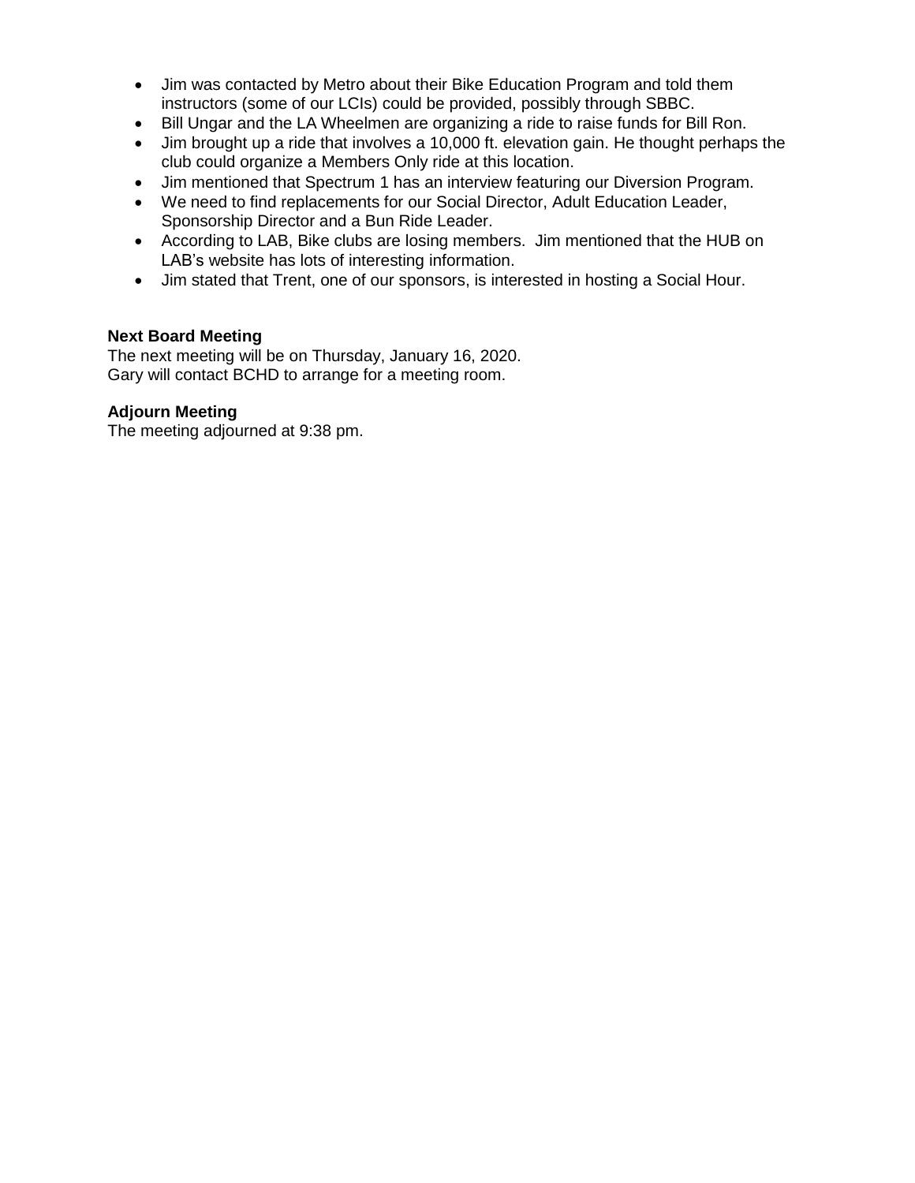- Jim was contacted by Metro about their Bike Education Program and told them instructors (some of our LCIs) could be provided, possibly through SBBC.
- Bill Ungar and the LA Wheelmen are organizing a ride to raise funds for Bill Ron.
- Jim brought up a ride that involves a 10,000 ft. elevation gain. He thought perhaps the club could organize a Members Only ride at this location.
- Jim mentioned that Spectrum 1 has an interview featuring our Diversion Program.
- We need to find replacements for our Social Director, Adult Education Leader, Sponsorship Director and a Bun Ride Leader.
- According to LAB, Bike clubs are losing members. Jim mentioned that the HUB on LAB's website has lots of interesting information.
- Jim stated that Trent, one of our sponsors, is interested in hosting a Social Hour.

**Next Board Meeting**

The next meeting will be on Thursday, January 16, 2020.
Gary will contact BCHD to arrange for a meeting room.

**Adjourn Meeting**

The meeting adjourned at 9:38 pm.